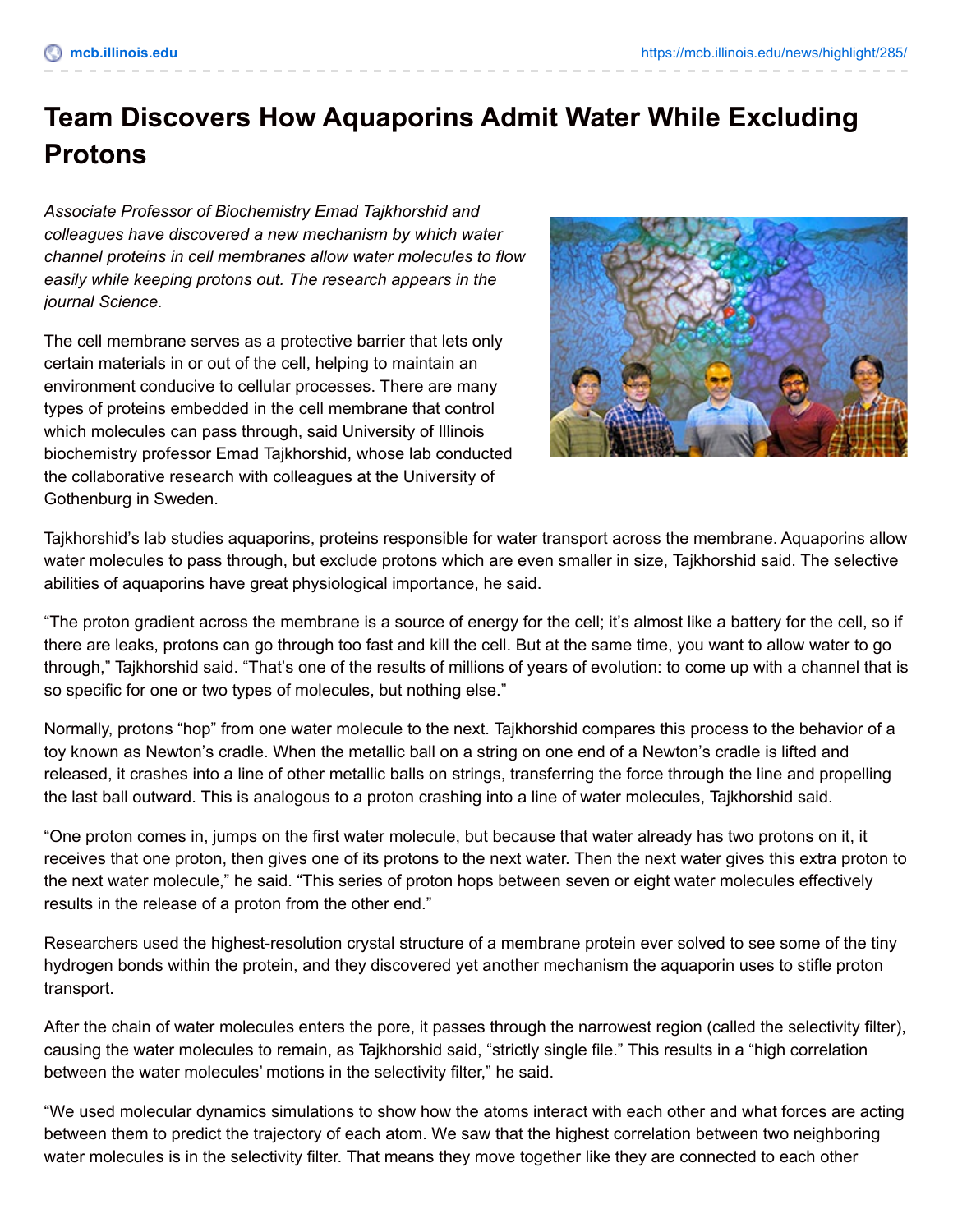# Team Discovers How Aquaporins Admit Water While Excluding Protons

*Associate Professor of Biochemistry Emad Tajkhorshid and colleagues have discovered a new mechanism by which water channel proteins in cell membranes allow water molecules to flow easily while keeping protons out. The research appears in the journal Science.*

The cell membrane serves as a protective barrier that lets only certain materials in or out of the cell, helping to maintain an environment conducive to cellular processes. There are many types of proteins embedded in the cell membrane that control which molecules can pass through, said University of Illinois biochemistry professor Emad Tajkhorshid, whose lab conducted the collaborative research with colleagues at the University of Gothenburg in Sweden.

Tajkhorshid's lab studies aquaporins, proteins responsible for water transport across the membrane. Aquaporins allow water molecules to pass through, but exclude protons which are even smaller in size, Tajkhorshid said. The selective abilities of aquaporins have great physiological importance, he said.

"The proton gradient across the membrane is a source of energy for the cell; it's almost like a battery for the cell, so if there are leaks, protons can go through too fast and kill the cell. But at the same time, you want to allow water to go through," Tajkhorshid said. "That's one of the results of millions of years of evolution: to come up with a channel that is so specific for one or two types of molecules, but nothing else."

Normally, protons "hop" from one water molecule to the next. Tajkhorshid compares this process to the behavior of a toy known as Newton's cradle. When the metallic ball on a string on one end of a Newton's cradle is lifted and released, it crashes into a line of other metallic balls on strings, transferring the force through the line and propelling the last ball outward. This is analogous to a proton crashing into a line of water molecules, Tajkhorshid said.

"One proton comes in, jumps on the first water molecule, but because that water already has two protons on it, it receives that one proton, then gives one of its protons to the next water. Then the next water gives this extra proton to the next water molecule," he said. "This series of proton hops between seven or eight water molecules effectively results in the release of a proton from the other end."

Researchers used the highest-resolution crystal structure of a membrane protein ever solved to see some of the tiny hydrogen bonds within the protein, and they discovered yet another mechanism the aquaporin uses to stifle proton transport.

After the chain of water molecules enters the pore, it passes through the narrowest region (called the selectivity filter), causing the water molecules to remain, as Tajkhorshid said, "strictly single file." This results in a "high correlation between the water molecules' motions in the selectivity filter," he said.

"We used molecular dynamics simulations to show how the atoms interact with each other and what forces are acting between them to predict the trajectory of each atom. We saw that the highest correlation between two neighboring water molecules is in the selectivity filter. That means they move together like they are connected to each other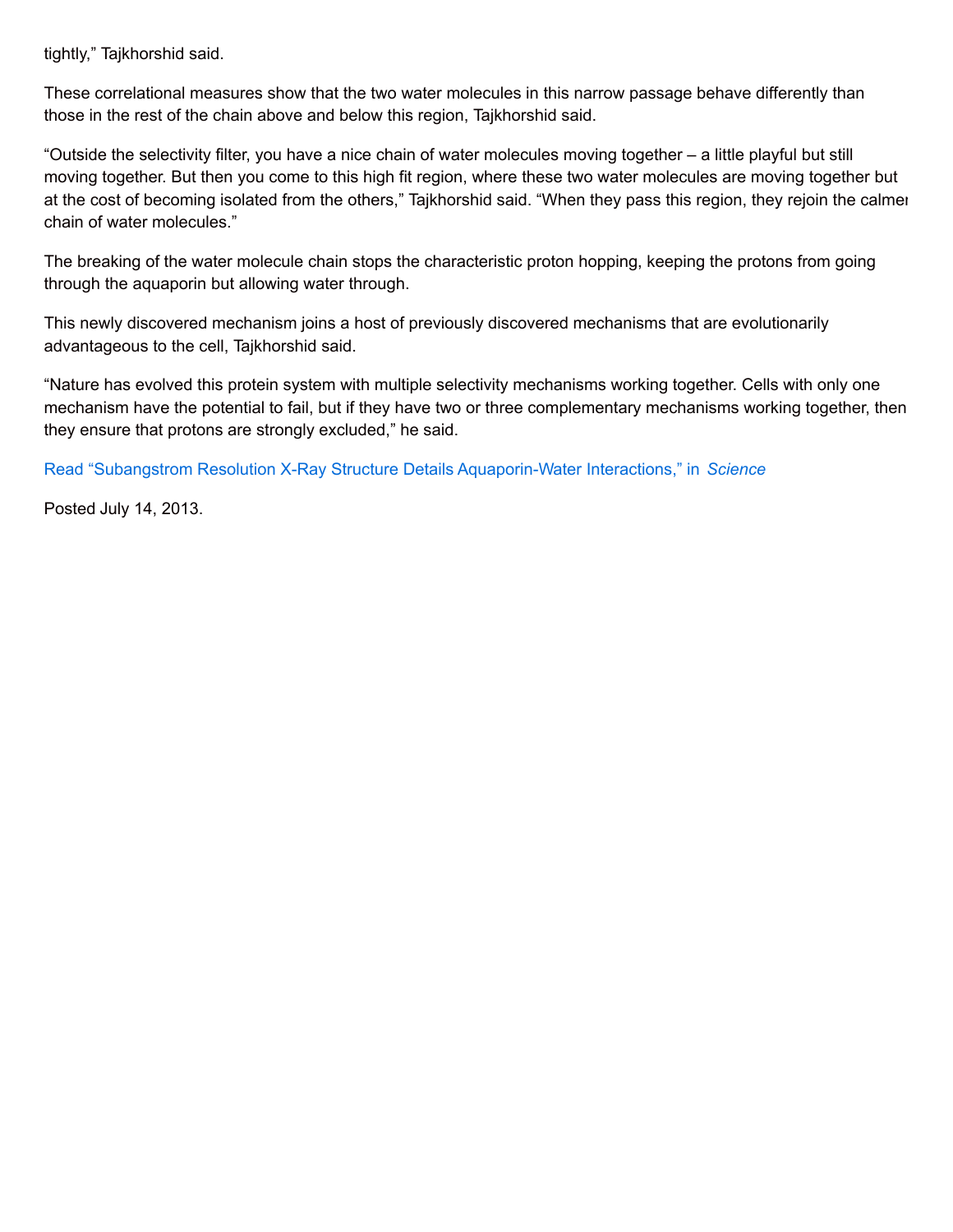tightly," Tajkhorshid said.

These correlational measures show that the two water molecules in this narrow passage behave differently than those in the rest of the chain above and below this region, Tajkhorshid said.

"Outside the selectivity filter, you have a nice chain of water molecules moving together – a little playful but still moving together. But then you come to this high fit region, where these two water molecules are moving together but at the cost of becoming isolated from the others," Tajkhorshid said. "When they pass this region, they rejoin the calmer chain of water molecules."

The breaking of the water molecule chain stops the characteristic proton hopping, keeping the protons from going through the aquaporin but allowing water through.

This newly discovered mechanism joins a host of previously discovered mechanisms that are evolutionarily advantageous to the cell, Tajkhorshid said.

"Nature has evolved this protein system with multiple selectivity mechanisms working together. Cells with only one mechanism have the potential to fail, but if they have two or three complementary mechanisms working together, then they ensure that protons are strongly excluded," he said.

Read "Subangstrom Resolution X-Ray Structure Details Aquaporin-Water Interactions," in *Science*

Posted July 14, 2013.